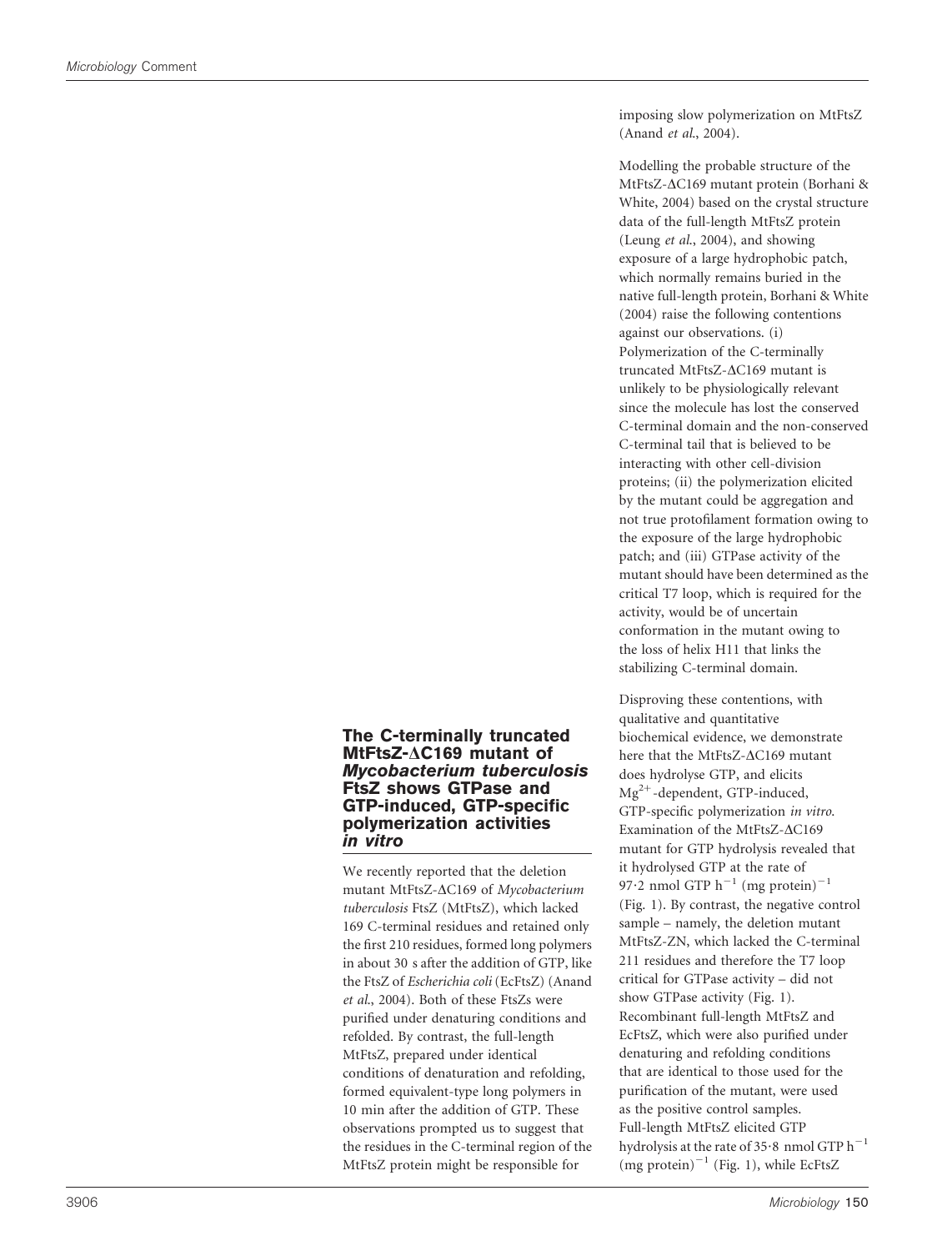## The C-terminally truncated MtFtsZ-ΔC169 mutant of *Mycobacterium tuberculosis* FtsZ shows GTPase and GTP-induced, GTP-specific polymerization activities *in vitro*

We recently reported that the deletion mutant MtFtsZ-ΔC169 of *Mycobacterium tuberculosis* FtsZ (MtFtsZ), which lacked 169 C-terminal residues and retained only the first 210 residues, formed long polymers in about 30 s after the addition of GTP, like the FtsZ of *Escherichia coli* (EcFtsZ) (Anand *et al*., 2004). Both of these FtsZs were purified under denaturing conditions and refolded. By contrast, the full-length MtFtsZ, prepared under identical conditions of denaturation and refolding, formed equivalent-type long polymers in 10 min after the addition of GTP. These observations prompted us to suggest that the residues in the C-terminal region of the MtFtsZ protein might be responsible for imposing slow polymerization on MtFtsZ (Anand *et al*., 2004).

Modelling the probable structure of the MtFtsZ-ΔC169 mutant protein (Borhani & White, 2004) based on the crystal structure data of the full-length MtFtsZ protein (Leung *et al*., 2004), and showing exposure of a large hydrophobic patch, which normally remains buried in the native full-length protein, Borhani & White (2004) raise the following contentions against our observations. (i) Polymerization of the C-terminally truncated MtFtsZ-ΔC169 mutant is unlikely to be physiologically relevant since the molecule has lost the conserved C-terminal domain and the non-conserved C-terminal tail that is believed to be interacting with other cell-division proteins; (ii) the polymerization elicited by the mutant could be aggregation and not true protofilament formation owing to the exposure of the large hydrophobic patch; and (iii) GTPase activity of the mutant should have been determined as the critical T7 loop, which is required for the activity, would be of uncertain conformation in the mutant owing to the loss of helix H11 that links the stabilizing C-terminal domain.

Disproving these contentions, with qualitative and quantitative biochemical evidence, we demonstrate here that the MtFtsZ-ΔC169 mutant does hydrolyse GTP, and elicits $Mg^{2+}$-dependent, GTP-induced, GTP-specific polymerization *in vitro*. Examination of the MtFtsZ-ΔC169 mutant for GTP hydrolysis revealed that it hydrolysed GTP at the rate of 97·2 nmol GTP $h^{-1}$ (mg protein)$^{-1}$ (Fig. 1). By contrast, the negative control sample – namely, the deletion mutant MtFtsZ-ZN, which lacked the C-terminal 211 residues and therefore the T7 loop critical for GTPase activity – did not show GTPase activity (Fig. 1). Recombinant full-length MtFtsZ and EcFtsZ, which were also purified under denaturing and refolding conditions that are identical to those used for the purification of the mutant, were used as the positive control samples. Full-length MtFtsZ elicited GTP hydrolysis at the rate of 35·8 nmol GTP $h^{-1}$ (mg protein)$^{-1}$ (Fig. 1), while EcFtsZ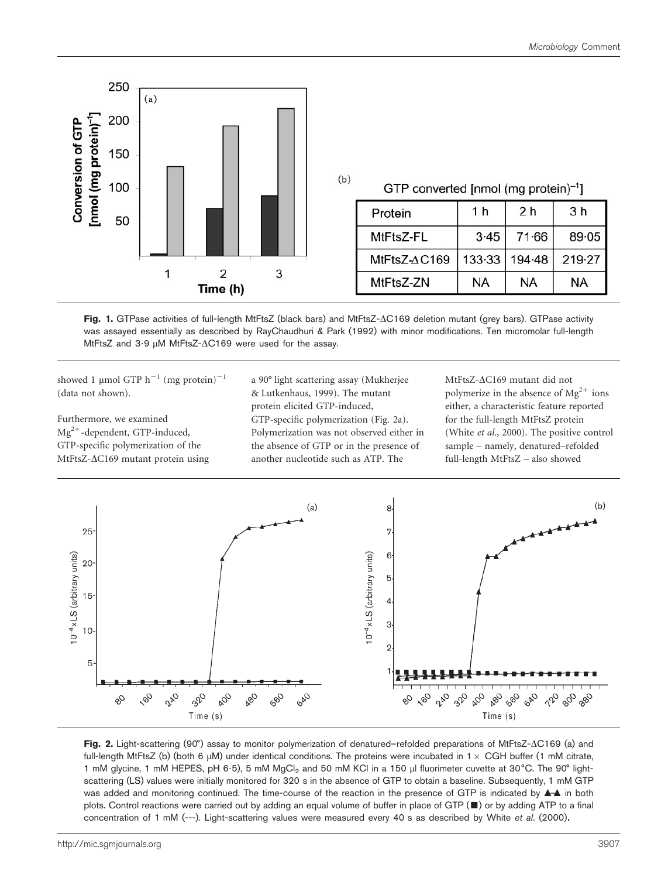(b)

GTP converted [nmol (mg protein)$^{-1}$]

| Protein | 1 h | 2 h | 3 h |
|---|---|---|---|
| MtFtsZ-FL | 3·45 | 71·66 | 89·05 |
| MtFtsZ-ΔC169 | 133·33 | 194·48 | 219·27 |
| MtFtsZ-ZN | NA | NA | NA |

**Fig. 1.** GTPase activities of full-length MtFtsZ (black bars) and MtFtsZ-ΔC169 deletion mutant (grey bars). GTPase activity was assayed essentially as described by RayChaudhuri & Park (1992) with minor modifications. Ten micromolar full-length MtFtsZ and 3·9 μM MtFtsZ-ΔC169 were used for the assay.

showed 1 μmol GTP $h^{-1}$ (mg protein)$^{-1}$ (data not shown).

Furthermore, we examined $Mg^{2+}$-dependent, GTP-induced, GTP-specific polymerization of the MtFtsZ-ΔC169 mutant protein using a 90° light scattering assay (Mukherjee & Lutkenhaus, 1999). The mutant protein elicited GTP-induced, GTP-specific polymerization (Fig. 2a). Polymerization was not observed either in the absence of GTP or in the presence of another nucleotide such as ATP. The MtFtsZ-ΔC169 mutant did not polymerize in the absence of $Mg^{2+}$ ions either, a characteristic feature reported for the full-length MtFtsZ protein (White *et al.*, 2000). The positive control sample – namely, denatured–refolded full-length MtFtsZ – also showed

**Fig. 2.** Light-scattering (90°) assay to monitor polymerization of denatured–refolded preparations of MtFtsZ-ΔC169 (a) and full-length MtFtsZ (b) (both 6 μM) under identical conditions. The proteins were incubated in 1 × CGH buffer (1 mM citrate, 1 mM glycine, 1 mM HEPES, pH 6·5), 5 mM $MgCl_2$ and 50 mM KCl in a 150 μl fluorimeter cuvette at 30 °C. The 90° light-scattering (LS) values were initially monitored for 320 s in the absence of GTP to obtain a baseline. Subsequently, 1 mM GTP was added and monitoring continued. The time-course of the reaction in the presence of GTP is indicated by ▲–▲ in both plots. Control reactions were carried out by adding an equal volume of buffer in place of GTP (■) or by adding ATP to a final concentration of 1 mM (---). Light-scattering values were measured every 40 s as described by White *et al.* (2000).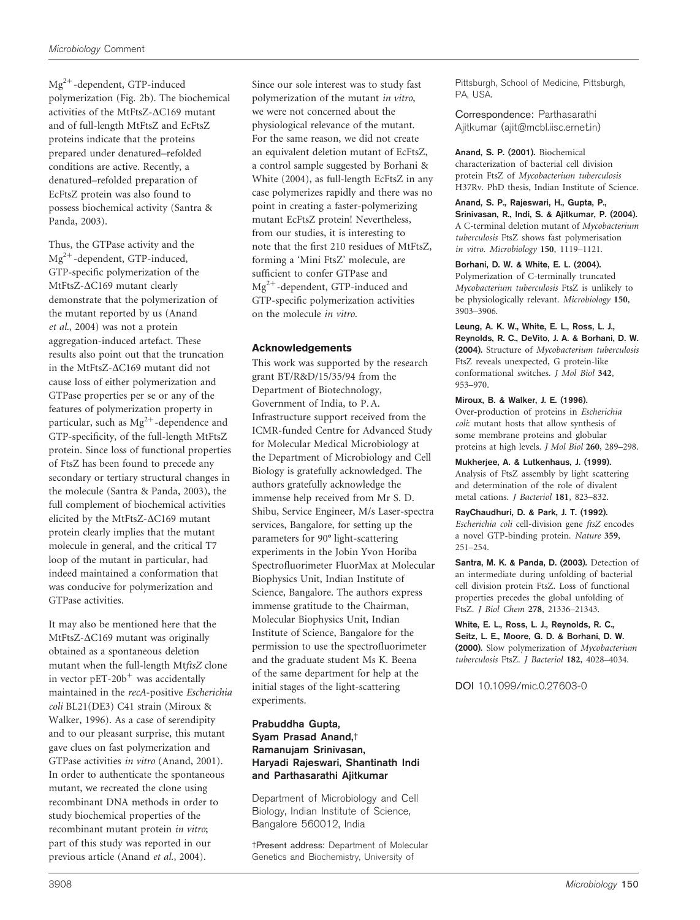$Mg^{2+}$-dependent, GTP-induced polymerization (Fig. 2b). The biochemical activities of the MtFtsZ-ΔC169 mutant and of full-length MtFtsZ and EcFtsZ proteins indicate that the proteins prepared under denatured–refolded conditions are active. Recently, a denatured–refolded preparation of EcFtsZ protein was also found to possess biochemical activity (Santra & Panda, 2003).

Thus, the GTPase activity and the $Mg^{2+}$-dependent, GTP-induced, GTP-specific polymerization of the MtFtsZ-ΔC169 mutant clearly demonstrate that the polymerization of the mutant reported by us (Anand *et al.*, 2004) was not a protein aggregation-induced artefact. These results also point out that the truncation in the MtFtsZ-ΔC169 mutant did not cause loss of either polymerization and GTPase properties per se or any of the features of polymerization property in particular, such as $Mg^{2+}$-dependence and GTP-specificity, of the full-length MtFtsZ protein. Since loss of functional properties of FtsZ has been found to precede any secondary or tertiary structural changes in the molecule (Santra & Panda, 2003), the full complement of biochemical activities elicited by the MtFtsZ-ΔC169 mutant protein clearly implies that the mutant molecule in general, and the critical T7 loop of the mutant in particular, had indeed maintained a conformation that was conducive for polymerization and GTPase activities.

It may also be mentioned here that the MtFtsZ-ΔC169 mutant was originally obtained as a spontaneous deletion mutant when the full-length Mt*ftsZ* clone in vector pET-20b$^+$ was accidentally maintained in the *recA*-positive *Escherichia coli* BL21(DE3) C41 strain (Miroux & Walker, 1996). As a case of serendipity and to our pleasant surprise, this mutant gave clues on fast polymerization and GTPase activities *in vitro* (Anand, 2001). In order to authenticate the spontaneous mutant, we recreated the clone using recombinant DNA methods in order to study biochemical properties of the recombinant mutant protein *in vitro*; part of this study was reported in our previous article (Anand *et al.*, 2004).

Since our sole interest was to study fast polymerization of the mutant *in vitro*, we were not concerned about the physiological relevance of the mutant. For the same reason, we did not create an equivalent deletion mutant of EcFtsZ, a control sample suggested by Borhani & White (2004), as full-length EcFtsZ in any case polymerizes rapidly and there was no point in creating a faster-polymerizing mutant EcFtsZ protein! Nevertheless, from our studies, it is interesting to note that the first 210 residues of MtFtsZ, forming a 'Mini FtsZ' molecule, are sufficient to confer GTPase and $Mg^{2+}$-dependent, GTP-induced and GTP-specific polymerization activities on the molecule *in vitro*.

## Acknowledgements

This work was supported by the research grant BT/R&D/15/35/94 from the Department of Biotechnology, Government of India, to P. A. Infrastructure support received from the ICMR-funded Centre for Advanced Study for Molecular Medical Microbiology at the Department of Microbiology and Cell Biology is gratefully acknowledged. The authors gratefully acknowledge the immense help received from Mr S. D. Shibu, Service Engineer, M/s Laser-spectra services, Bangalore, for setting up the parameters for 90° light-scattering experiments in the Jobin Yvon Horiba Spectrofluorimeter FluorMax at Molecular Biophysics Unit, Indian Institute of Science, Bangalore. The authors express immense gratitude to the Chairman, Molecular Biophysics Unit, Indian Institute of Science, Bangalore for the permission to use the spectrofluorimeter and the graduate student Ms K. Beena of the same department for help at the initial stages of the light-scattering experiments.

**Prabuddha Gupta, Syam Prasad Anand,† Ramanujam Srinivasan, Haryadi Rajeswari, Shantinath Indi and Parthasarathi Ajitkumar**

Department of Microbiology and Cell Biology, Indian Institute of Science, Bangalore 560012, India

†Present address: Department of Molecular Genetics and Biochemistry, University of Pittsburgh, School of Medicine, Pittsburgh, PA, USA.

Correspondence: Parthasarathi Ajitkumar (ajit@mcbl.iisc.ernet.in)

**Anand, S. P. (2001).** Biochemical characterization of bacterial cell division protein FtsZ of *Mycobacterium tuberculosis* H37Rv. PhD thesis, Indian Institute of Science.

**Anand, S. P., Rajeswari, H., Gupta, P., Srinivasan, R., Indi, S. & Ajitkumar, P. (2004).** A C-terminal deletion mutant of *Mycobacterium tuberculosis* FtsZ shows fast polymerisation *in vitro*. *Microbiology* **150**, 1119–1121.

**Borhani, D. W. & White, E. L. (2004).** Polymerization of C-terminally truncated *Mycobacterium tuberculosis* FtsZ is unlikely to be physiologically relevant. *Microbiology* **150**, 3903–3906.

**Leung, A. K. W., White, E. L., Ross, L. J., Reynolds, R. C., DeVito, J. A. & Borhani, D. W. (2004).** Structure of *Mycobacterium tuberculosis* FtsZ reveals unexpected, G protein-like conformational switches. *J Mol Biol* **342**, 953–970.

**Miroux, B. & Walker, J. E. (1996).** Over-production of proteins in *Escherichia coli*: mutant hosts that allow synthesis of some membrane proteins and globular proteins at high levels. *J Mol Biol* **260**, 289–298.

**Mukherjee, A. & Lutkenhaus, J. (1999).** Analysis of FtsZ assembly by light scattering and determination of the role of divalent metal cations. *J Bacteriol* **181**, 823–832.

**RayChaudhuri, D. & Park, J. T. (1992).** *Escherichia coli* cell-division gene *ftsZ* encodes a novel GTP-binding protein. *Nature* **359**, 251–254.

**Santra, M. K. & Panda, D. (2003).** Detection of an intermediate during unfolding of bacterial cell division protein FtsZ. Loss of functional properties precedes the global unfolding of FtsZ. *J Biol Chem* **278**, 21336–21343.

**White, E. L., Ross, L. J., Reynolds, R. C., Seitz, L. E., Moore, G. D. & Borhani, D. W. (2000).** Slow polymerization of *Mycobacterium tuberculosis* FtsZ. *J Bacteriol* **182**, 4028–4034.

DOI 10.1099/mic.0.27603-0